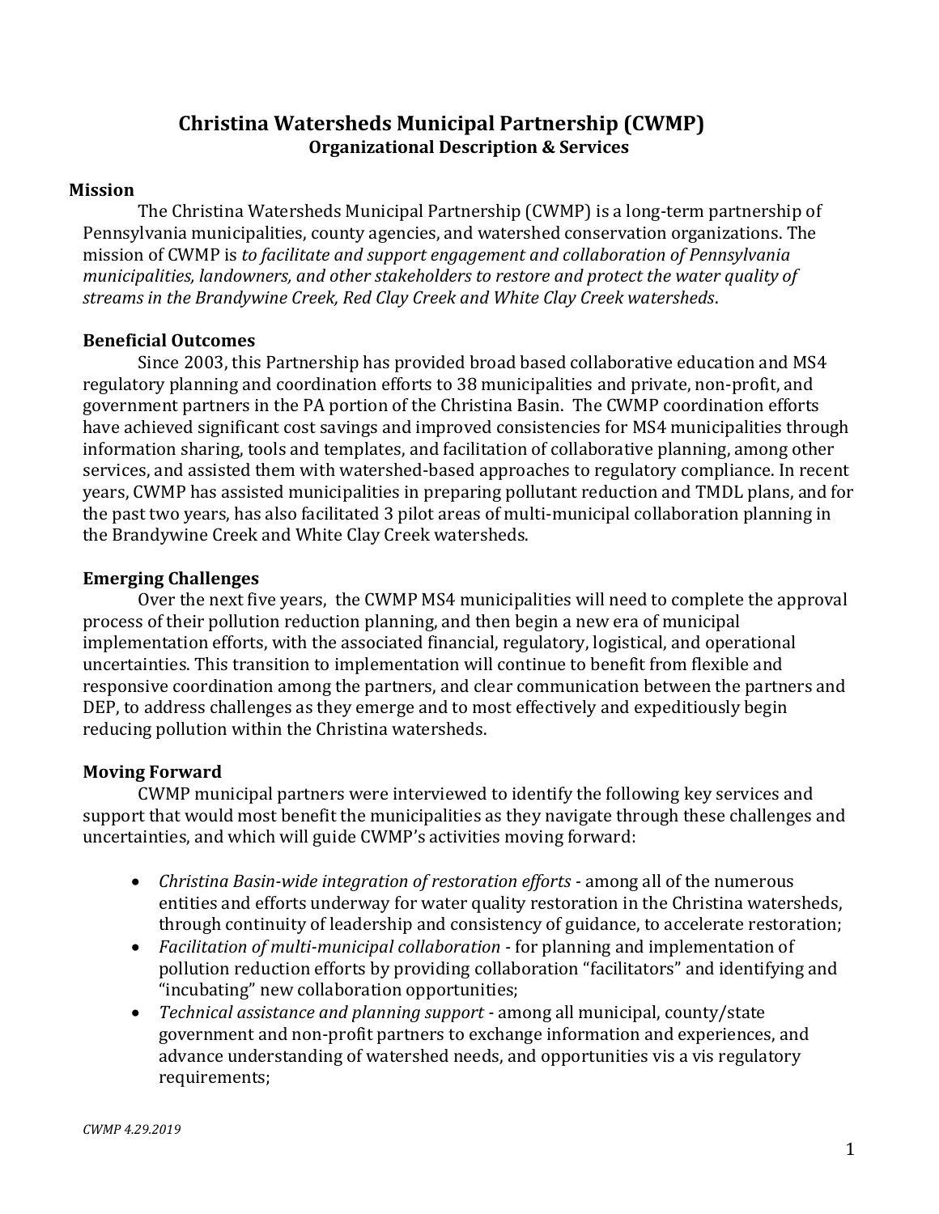# Christina Watersheds Municipal Partnership (CWMP)

## Organizational Description & Services

### Mission

The Christina Watersheds Municipal Partnership (CWMP) is a long-term partnership of Pennsylvania municipalities, county agencies, and watershed conservation organizations. The mission of CWMP is *to facilitate and support engagement and collaboration of Pennsylvania municipalities, landowners, and other stakeholders to restore and protect the water quality of streams in the Brandywine Creek, Red Clay Creek and White Clay Creek watersheds*.

### Beneficial Outcomes

Since 2003, this Partnership has provided broad based collaborative education and MS4 regulatory planning and coordination efforts to 38 municipalities and private, non-profit, and government partners in the PA portion of the Christina Basin. The CWMP coordination efforts have achieved significant cost savings and improved consistencies for MS4 municipalities through information sharing, tools and templates, and facilitation of collaborative planning, among other services, and assisted them with watershed-based approaches to regulatory compliance. In recent years, CWMP has assisted municipalities in preparing pollutant reduction and TMDL plans, and for the past two years, has also facilitated 3 pilot areas of multi-municipal collaboration planning in the Brandywine Creek and White Clay Creek watersheds.

### Emerging Challenges

Over the next five years, the CWMP MS4 municipalities will need to complete the approval process of their pollution reduction planning, and then begin a new era of municipal implementation efforts, with the associated financial, regulatory, logistical, and operational uncertainties. This transition to implementation will continue to benefit from flexible and responsive coordination among the partners, and clear communication between the partners and DEP, to address challenges as they emerge and to most effectively and expeditiously begin reducing pollution within the Christina watersheds.

### Moving Forward

CWMP municipal partners were interviewed to identify the following key services and support that would most benefit the municipalities as they navigate through these challenges and uncertainties, and which will guide CWMP's activities moving forward:

- *Christina Basin-wide integration of restoration efforts* - among all of the numerous entities and efforts underway for water quality restoration in the Christina watersheds, through continuity of leadership and consistency of guidance, to accelerate restoration;
- *Facilitation of multi-municipal collaboration* - for planning and implementation of pollution reduction efforts by providing collaboration "facilitators" and identifying and "incubating" new collaboration opportunities;
- *Technical assistance and planning support* - among all municipal, county/state government and non-profit partners to exchange information and experiences, and advance understanding of watershed needs, and opportunities vis a vis regulatory requirements;

*CWMP 4.29.2019*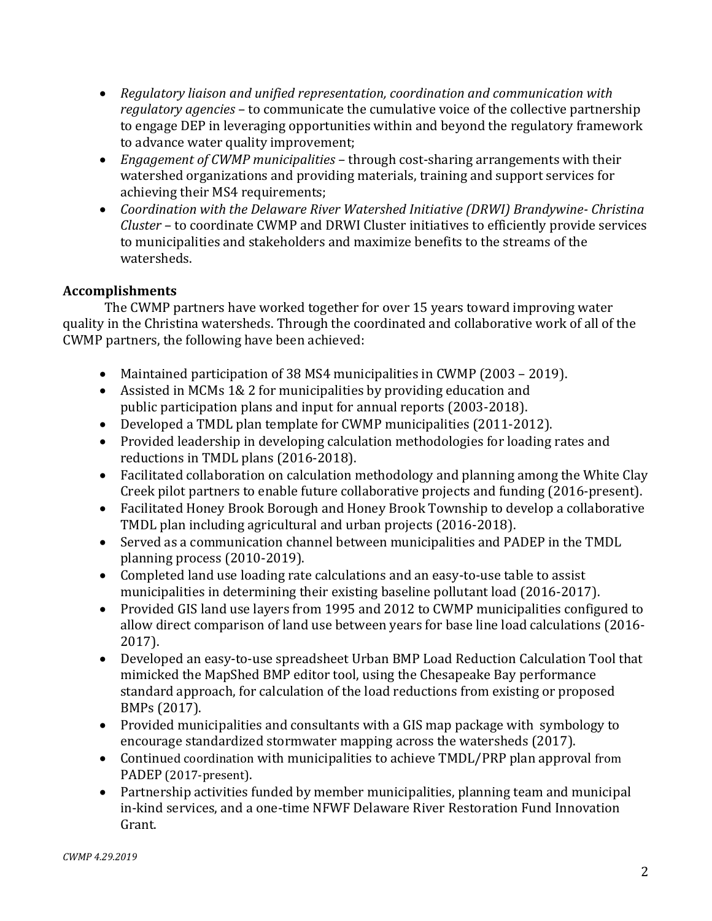- *Regulatory liaison and unified representation, coordination and communication with regulatory agencies* – to communicate the cumulative voice of the collective partnership to engage DEP in leveraging opportunities within and beyond the regulatory framework to advance water quality improvement;
- *Engagement of CWMP municipalities* – through cost-sharing arrangements with their watershed organizations and providing materials, training and support services for achieving their MS4 requirements;
- *Coordination with the Delaware River Watershed Initiative (DRWI) Brandywine- Christina Cluster* – to coordinate CWMP and DRWI Cluster initiatives to efficiently provide services to municipalities and stakeholders and maximize benefits to the streams of the watersheds.

**Accomplishments**

The CWMP partners have worked together for over 15 years toward improving water quality in the Christina watersheds. Through the coordinated and collaborative work of all of the CWMP partners, the following have been achieved:

- Maintained participation of 38 MS4 municipalities in CWMP (2003 – 2019).
- Assisted in MCMs 1& 2 for municipalities by providing education and public participation plans and input for annual reports (2003-2018).
- Developed a TMDL plan template for CWMP municipalities (2011-2012).
- Provided leadership in developing calculation methodologies for loading rates and reductions in TMDL plans (2016-2018).
- Facilitated collaboration on calculation methodology and planning among the White Clay Creek pilot partners to enable future collaborative projects and funding (2016-present).
- Facilitated Honey Brook Borough and Honey Brook Township to develop a collaborative TMDL plan including agricultural and urban projects (2016-2018).
- Served as a communication channel between municipalities and PADEP in the TMDL planning process (2010-2019).
- Completed land use loading rate calculations and an easy-to-use table to assist municipalities in determining their existing baseline pollutant load (2016-2017).
- Provided GIS land use layers from 1995 and 2012 to CWMP municipalities configured to allow direct comparison of land use between years for base line load calculations (2016-2017).
- Developed an easy-to-use spreadsheet Urban BMP Load Reduction Calculation Tool that mimicked the MapShed BMP editor tool, using the Chesapeake Bay performance standard approach, for calculation of the load reductions from existing or proposed BMPs (2017).
- Provided municipalities and consultants with a GIS map package with symbology to encourage standardized stormwater mapping across the watersheds (2017).
- Continued coordination with municipalities to achieve TMDL/PRP plan approval from PADEP (2017-present).
- Partnership activities funded by member municipalities, planning team and municipal in-kind services, and a one-time NFWF Delaware River Restoration Fund Innovation Grant.

*CWMP 4.29.2019*